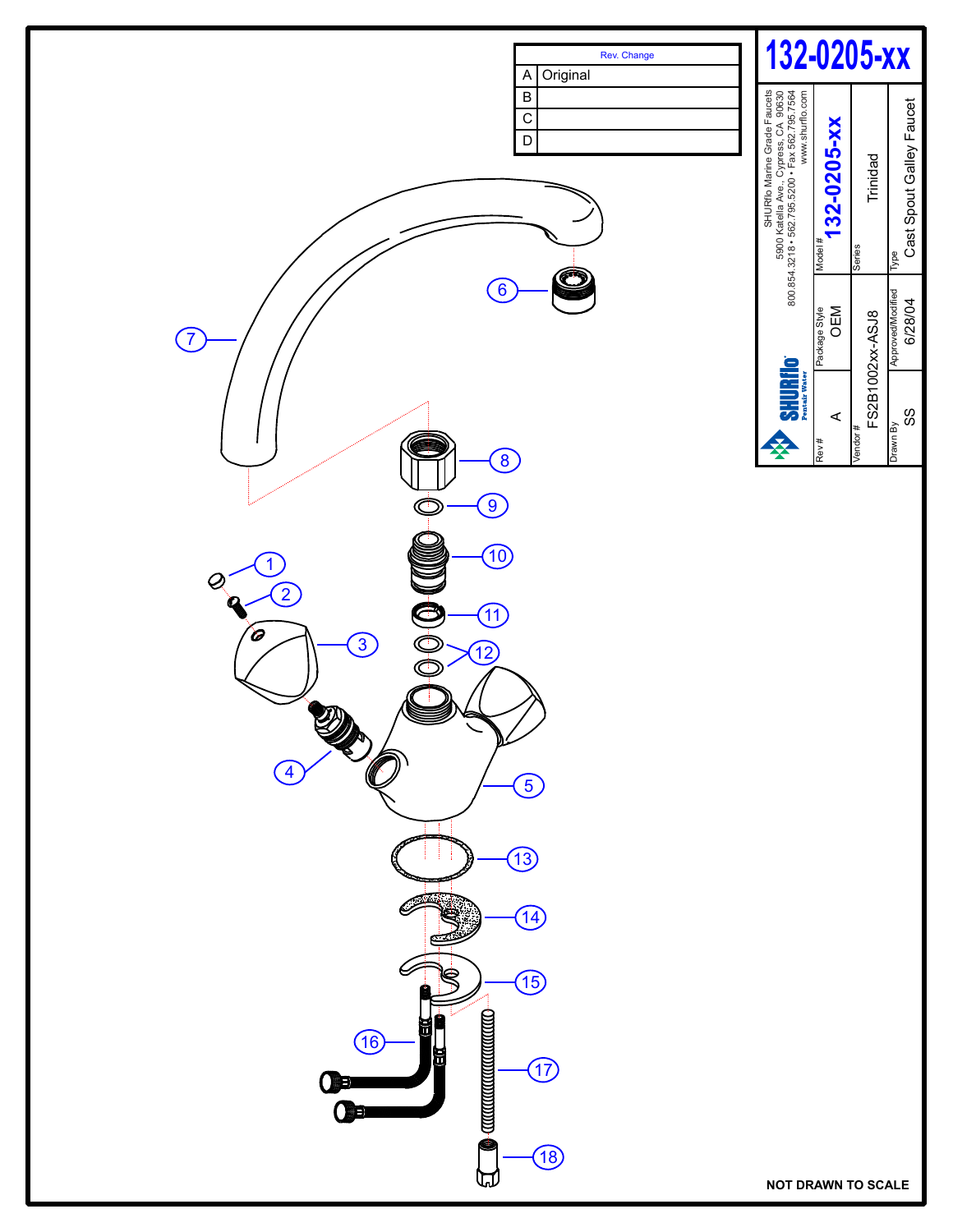# 132-0205-xx

| Rev. | Change |
|---|---|
| A | Original |
| B | |
| C | |
| D | |

SHURflo Marine Grade Faucets
5900 Katella Ave., Cypress, CA 90630
800.854.3218 • 562.795.5200 • Fax 562.795.7564
www.shurflo.com

SHURflo Pentair Water

| Rev # | Package Style | Model # |
|---|---|---|
| A | OEM | 132-0205-xx |

| Vendor # | Series |
|---|---|
| FS2B1002xx-ASJ8 | Trinidad |

| Drawn By | Approved/Modified | Type |
|---|---|---|
| SS | 6/28/04 | Cast Spout Galley Faucet |

1, 2, 3, 4, 5, 6, 7, 8, 9, 10, 11, 12, 13, 14, 15, 16, 17, 18

NOT DRAWN TO SCALE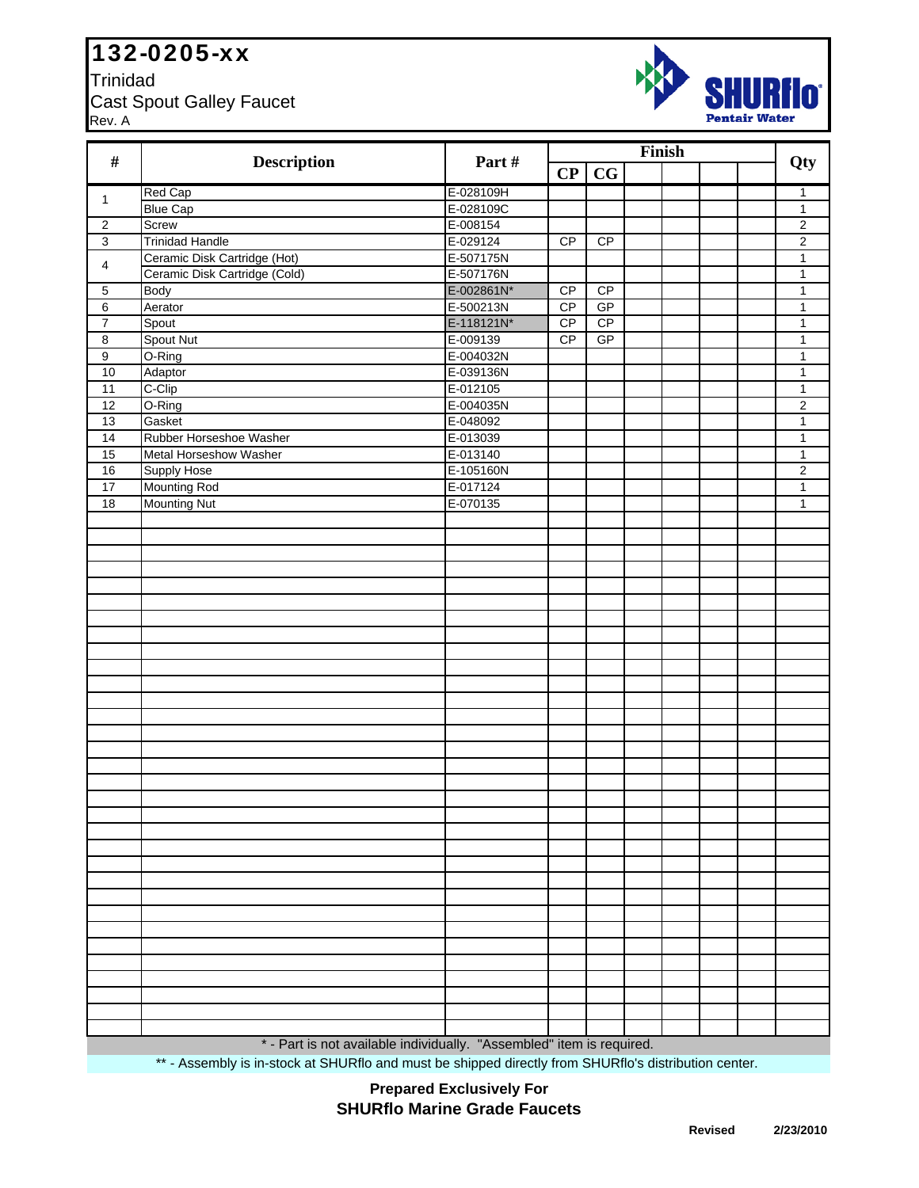# 132-0205-xx

Trinidad

Cast Spout Galley Faucet

Rev. A

SHURflo Pentair Water

| # | Description | Part # | Finish | | | | | | Qty |
|---|---|---|---|---|---|---|---|---|---|
| | | | CP | CG | | | | | |
| 1 | Red Cap | E-028109H | | | | | | | 1 |
| | Blue Cap | E-028109C | | | | | | | 1 |
| 2 | Screw | E-008154 | | | | | | | 2 |
| 3 | Trinidad Handle | E-029124 | CP | CP | | | | | 2 |
| 4 | Ceramic Disk Cartridge (Hot) | E-507175N | | | | | | | 1 |
| | Ceramic Disk Cartridge (Cold) | E-507176N | | | | | | | 1 |
| 5 | Body | E-002861N* | CP | CP | | | | | 1 |
| 6 | Aerator | E-500213N | CP | GP | | | | | 1 |
| 7 | Spout | E-118121N* | CP | CP | | | | | 1 |
| 8 | Spout Nut | E-009139 | CP | GP | | | | | 1 |
| 9 | O-Ring | E-004032N | | | | | | | 1 |
| 10 | Adaptor | E-039136N | | | | | | | 1 |
| 11 | C-Clip | E-012105 | | | | | | | 1 |
| 12 | O-Ring | E-004035N | | | | | | | 2 |
| 13 | Gasket | E-048092 | | | | | | | 1 |
| 14 | Rubber Horseshoe Washer | E-013039 | | | | | | | 1 |
| 15 | Metal Horseshow Washer | E-013140 | | | | | | | 1 |
| 16 | Supply Hose | E-105160N | | | | | | | 2 |
| 17 | Mounting Rod | E-017124 | | | | | | | 1 |
| 18 | Mounting Nut | E-070135 | | | | | | | 1 |

\* - Part is not available individually. "Assembled" item is required.

\*\* - Assembly is in-stock at SHURflo and must be shipped directly from SHURflo's distribution center.

**Prepared Exclusively For**

**SHURflo Marine Grade Faucets**

**Revised** **2/23/2010**